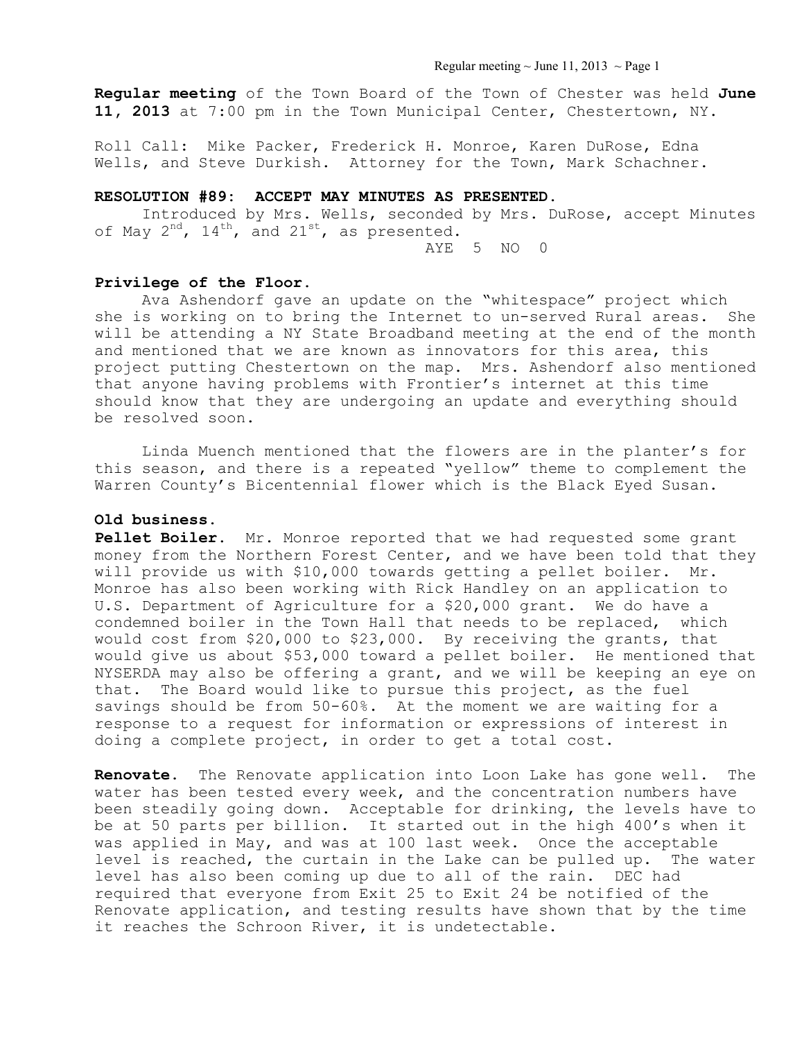**Regular meeting** of the Town Board of the Town of Chester was held **June 11, 2013** at 7:00 pm in the Town Municipal Center, Chestertown, NY.

Roll Call: Mike Packer, Frederick H. Monroe, Karen DuRose, Edna Wells, and Steve Durkish. Attorney for the Town, Mark Schachner.

**RESOLUTION #89: ACCEPT MAY MINUTES AS PRESENTED.**

Introduced by Mrs. Wells, seconded by Mrs. DuRose, accept Minutes of May 2nd, 14th, and 21st, as presented.

AYE 5 NO 0

**Privilege of the Floor.**

Ava Ashendorf gave an update on the "whitespace" project which she is working on to bring the Internet to un-served Rural areas. She will be attending a NY State Broadband meeting at the end of the month and mentioned that we are known as innovators for this area, this project putting Chestertown on the map. Mrs. Ashendorf also mentioned that anyone having problems with Frontier's internet at this time should know that they are undergoing an update and everything should be resolved soon.

Linda Muench mentioned that the flowers are in the planter's for this season, and there is a repeated "yellow" theme to complement the Warren County's Bicentennial flower which is the Black Eyed Susan.

**Old business.**

**Pellet Boiler.** Mr. Monroe reported that we had requested some grant money from the Northern Forest Center, and we have been told that they will provide us with $10,000 towards getting a pellet boiler. Mr. Monroe has also been working with Rick Handley on an application to U.S. Department of Agriculture for a $20,000 grant. We do have a condemned boiler in the Town Hall that needs to be replaced, which would cost from $20,000 to $23,000. By receiving the grants, that would give us about $53,000 toward a pellet boiler. He mentioned that NYSERDA may also be offering a grant, and we will be keeping an eye on that. The Board would like to pursue this project, as the fuel savings should be from 50-60%. At the moment we are waiting for a response to a request for information or expressions of interest in doing a complete project, in order to get a total cost.

**Renovate.** The Renovate application into Loon Lake has gone well. The water has been tested every week, and the concentration numbers have been steadily going down. Acceptable for drinking, the levels have to be at 50 parts per billion. It started out in the high 400's when it was applied in May, and was at 100 last week. Once the acceptable level is reached, the curtain in the Lake can be pulled up. The water level has also been coming up due to all of the rain. DEC had required that everyone from Exit 25 to Exit 24 be notified of the Renovate application, and testing results have shown that by the time it reaches the Schroon River, it is undetectable.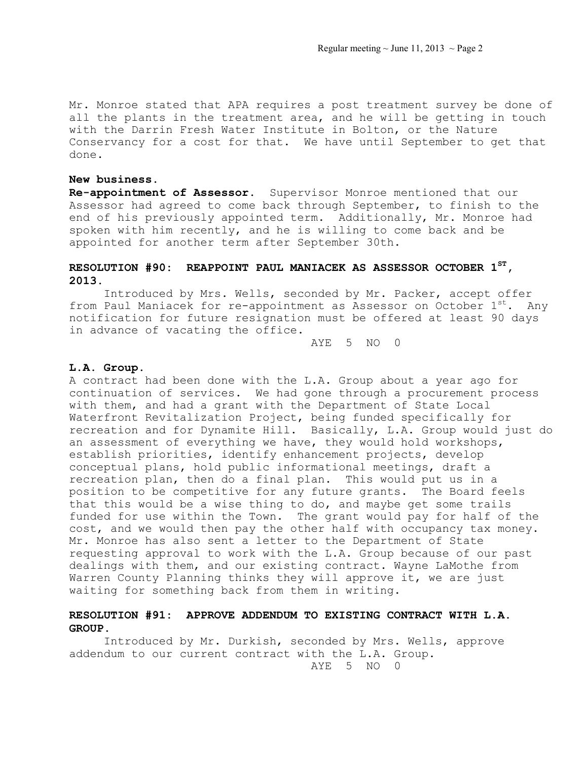Mr. Monroe stated that APA requires a post treatment survey be done of all the plants in the treatment area, and he will be getting in touch with the Darrin Fresh Water Institute in Bolton, or the Nature Conservancy for a cost for that. We have until September to get that done.

**New business.**

**Re-appointment of Assessor.** Supervisor Monroe mentioned that our Assessor had agreed to come back through September, to finish to the end of his previously appointed term. Additionally, Mr. Monroe had spoken with him recently, and he is willing to come back and be appointed for another term after September 30th.

**RESOLUTION #90: REAPPOINT PAUL MANIACEK AS ASSESSOR OCTOBER 1ST, 2013.**

Introduced by Mrs. Wells, seconded by Mr. Packer, accept offer from Paul Maniacek for re-appointment as Assessor on October 1st. Any notification for future resignation must be offered at least 90 days in advance of vacating the office.

AYE 5 NO 0

**L.A. Group.**

A contract had been done with the L.A. Group about a year ago for continuation of services. We had gone through a procurement process with them, and had a grant with the Department of State Local Waterfront Revitalization Project, being funded specifically for recreation and for Dynamite Hill. Basically, L.A. Group would just do an assessment of everything we have, they would hold workshops, establish priorities, identify enhancement projects, develop conceptual plans, hold public informational meetings, draft a recreation plan, then do a final plan. This would put us in a position to be competitive for any future grants. The Board feels that this would be a wise thing to do, and maybe get some trails funded for use within the Town. The grant would pay for half of the cost, and we would then pay the other half with occupancy tax money. Mr. Monroe has also sent a letter to the Department of State requesting approval to work with the L.A. Group because of our past dealings with them, and our existing contract. Wayne LaMothe from Warren County Planning thinks they will approve it, we are just waiting for something back from them in writing.

**RESOLUTION #91: APPROVE ADDENDUM TO EXISTING CONTRACT WITH L.A. GROUP.**

Introduced by Mr. Durkish, seconded by Mrs. Wells, approve addendum to our current contract with the L.A. Group.

AYE 5 NO 0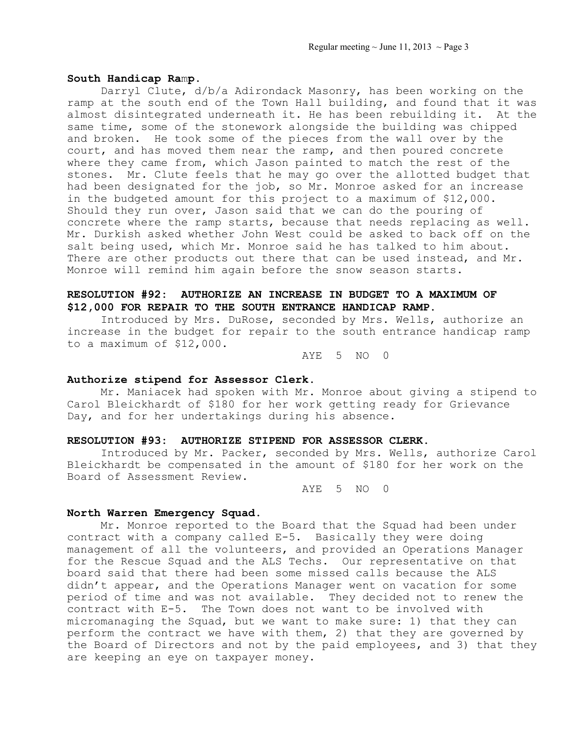**South Handicap Ramp.**

Darryl Clute, d/b/a Adirondack Masonry, has been working on the ramp at the south end of the Town Hall building, and found that it was almost disintegrated underneath it. He has been rebuilding it. At the same time, some of the stonework alongside the building was chipped and broken. He took some of the pieces from the wall over by the court, and has moved them near the ramp, and then poured concrete where they came from, which Jason painted to match the rest of the stones. Mr. Clute feels that he may go over the allotted budget that had been designated for the job, so Mr. Monroe asked for an increase in the budgeted amount for this project to a maximum of $12,000. Should they run over, Jason said that we can do the pouring of concrete where the ramp starts, because that needs replacing as well. Mr. Durkish asked whether John West could be asked to back off on the salt being used, which Mr. Monroe said he has talked to him about. There are other products out there that can be used instead, and Mr. Monroe will remind him again before the snow season starts.

**RESOLUTION #92: AUTHORIZE AN INCREASE IN BUDGET TO A MAXIMUM OF $12,000 FOR REPAIR TO THE SOUTH ENTRANCE HANDICAP RAMP.**

Introduced by Mrs. DuRose, seconded by Mrs. Wells, authorize an increase in the budget for repair to the south entrance handicap ramp to a maximum of $12,000.

AYE 5 NO 0

**Authorize stipend for Assessor Clerk.**

Mr. Maniacek had spoken with Mr. Monroe about giving a stipend to Carol Bleickhardt of $180 for her work getting ready for Grievance Day, and for her undertakings during his absence.

**RESOLUTION #93: AUTHORIZE STIPEND FOR ASSESSOR CLERK.**

Introduced by Mr. Packer, seconded by Mrs. Wells, authorize Carol Bleickhardt be compensated in the amount of $180 for her work on the Board of Assessment Review.

AYE 5 NO 0

**North Warren Emergency Squad.**

Mr. Monroe reported to the Board that the Squad had been under contract with a company called E-5. Basically they were doing management of all the volunteers, and provided an Operations Manager for the Rescue Squad and the ALS Techs. Our representative on that board said that there had been some missed calls because the ALS didn't appear, and the Operations Manager went on vacation for some period of time and was not available. They decided not to renew the contract with E-5. The Town does not want to be involved with micromanaging the Squad, but we want to make sure: 1) that they can perform the contract we have with them, 2) that they are governed by the Board of Directors and not by the paid employees, and 3) that they are keeping an eye on taxpayer money.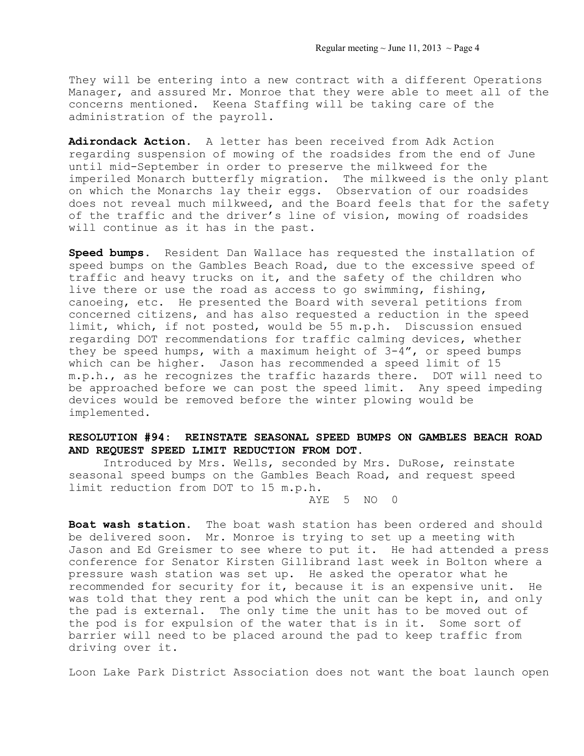They will be entering into a new contract with a different Operations Manager, and assured Mr. Monroe that they were able to meet all of the concerns mentioned. Keena Staffing will be taking care of the administration of the payroll.

**Adirondack Action.** A letter has been received from Adk Action regarding suspension of mowing of the roadsides from the end of June until mid-September in order to preserve the milkweed for the imperiled Monarch butterfly migration. The milkweed is the only plant on which the Monarchs lay their eggs. Observation of our roadsides does not reveal much milkweed, and the Board feels that for the safety of the traffic and the driver's line of vision, mowing of roadsides will continue as it has in the past.

**Speed bumps.** Resident Dan Wallace has requested the installation of speed bumps on the Gambles Beach Road, due to the excessive speed of traffic and heavy trucks on it, and the safety of the children who live there or use the road as access to go swimming, fishing, canoeing, etc. He presented the Board with several petitions from concerned citizens, and has also requested a reduction in the speed limit, which, if not posted, would be 55 m.p.h. Discussion ensued regarding DOT recommendations for traffic calming devices, whether they be speed humps, with a maximum height of 3-4", or speed bumps which can be higher. Jason has recommended a speed limit of 15 m.p.h., as he recognizes the traffic hazards there. DOT will need to be approached before we can post the speed limit. Any speed impeding devices would be removed before the winter plowing would be implemented.

**RESOLUTION #94: REINSTATE SEASONAL SPEED BUMPS ON GAMBLES BEACH ROAD AND REQUEST SPEED LIMIT REDUCTION FROM DOT.**

Introduced by Mrs. Wells, seconded by Mrs. DuRose, reinstate seasonal speed bumps on the Gambles Beach Road, and request speed limit reduction from DOT to 15 m.p.h.

AYE 5 NO 0

**Boat wash station.** The boat wash station has been ordered and should be delivered soon. Mr. Monroe is trying to set up a meeting with Jason and Ed Greismer to see where to put it. He had attended a press conference for Senator Kirsten Gillibrand last week in Bolton where a pressure wash station was set up. He asked the operator what he recommended for security for it, because it is an expensive unit. He was told that they rent a pod which the unit can be kept in, and only the pad is external. The only time the unit has to be moved out of the pod is for expulsion of the water that is in it. Some sort of barrier will need to be placed around the pad to keep traffic from driving over it.

Loon Lake Park District Association does not want the boat launch open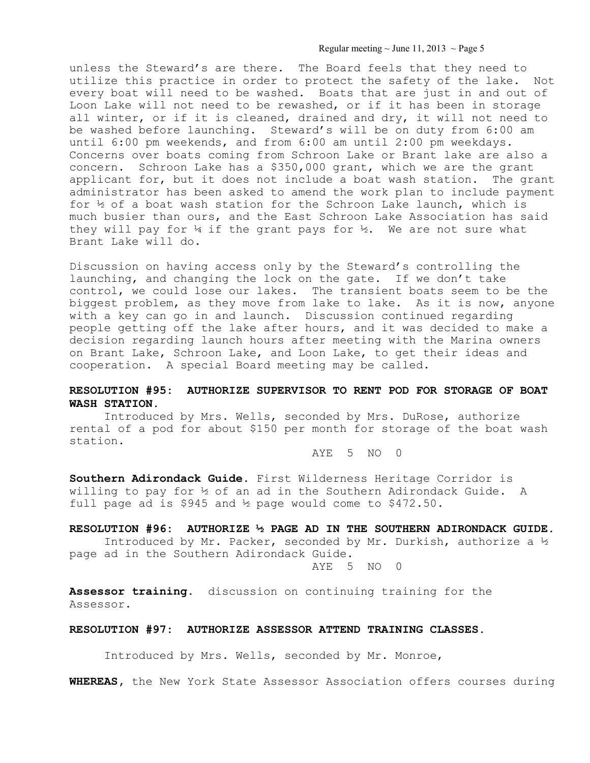unless the Steward's are there. The Board feels that they need to utilize this practice in order to protect the safety of the lake. Not every boat will need to be washed. Boats that are just in and out of Loon Lake will not need to be rewashed, or if it has been in storage all winter, or if it is cleaned, drained and dry, it will not need to be washed before launching. Steward's will be on duty from 6:00 am until 6:00 pm weekends, and from 6:00 am until 2:00 pm weekdays. Concerns over boats coming from Schroon Lake or Brant lake are also a concern. Schroon Lake has a $350,000 grant, which we are the grant applicant for, but it does not include a boat wash station. The grant administrator has been asked to amend the work plan to include payment for ½ of a boat wash station for the Schroon Lake launch, which is much busier than ours, and the East Schroon Lake Association has said they will pay for ¼ if the grant pays for ½. We are not sure what Brant Lake will do.

Discussion on having access only by the Steward's controlling the launching, and changing the lock on the gate. If we don't take control, we could lose our lakes. The transient boats seem to be the biggest problem, as they move from lake to lake. As it is now, anyone with a key can go in and launch. Discussion continued regarding people getting off the lake after hours, and it was decided to make a decision regarding launch hours after meeting with the Marina owners on Brant Lake, Schroon Lake, and Loon Lake, to get their ideas and cooperation. A special Board meeting may be called.

**RESOLUTION #95: AUTHORIZE SUPERVISOR TO RENT POD FOR STORAGE OF BOAT WASH STATION.**

Introduced by Mrs. Wells, seconded by Mrs. DuRose, authorize rental of a pod for about $150 per month for storage of the boat wash station.

AYE 5 NO 0

**Southern Adirondack Guide.** First Wilderness Heritage Corridor is willing to pay for ½ of an ad in the Southern Adirondack Guide. A full page ad is $945 and ½ page would come to $472.50.

**RESOLUTION #96: AUTHORIZE ½ PAGE AD IN THE SOUTHERN ADIRONDACK GUIDE.**

Introduced by Mr. Packer, seconded by Mr. Durkish, authorize a ½ page ad in the Southern Adirondack Guide.

AYE 5 NO 0

**Assessor training.** discussion on continuing training for the Assessor.

**RESOLUTION #97: AUTHORIZE ASSESSOR ATTEND TRAINING CLASSES.**

Introduced by Mrs. Wells, seconded by Mr. Monroe,

**WHEREAS,** the New York State Assessor Association offers courses during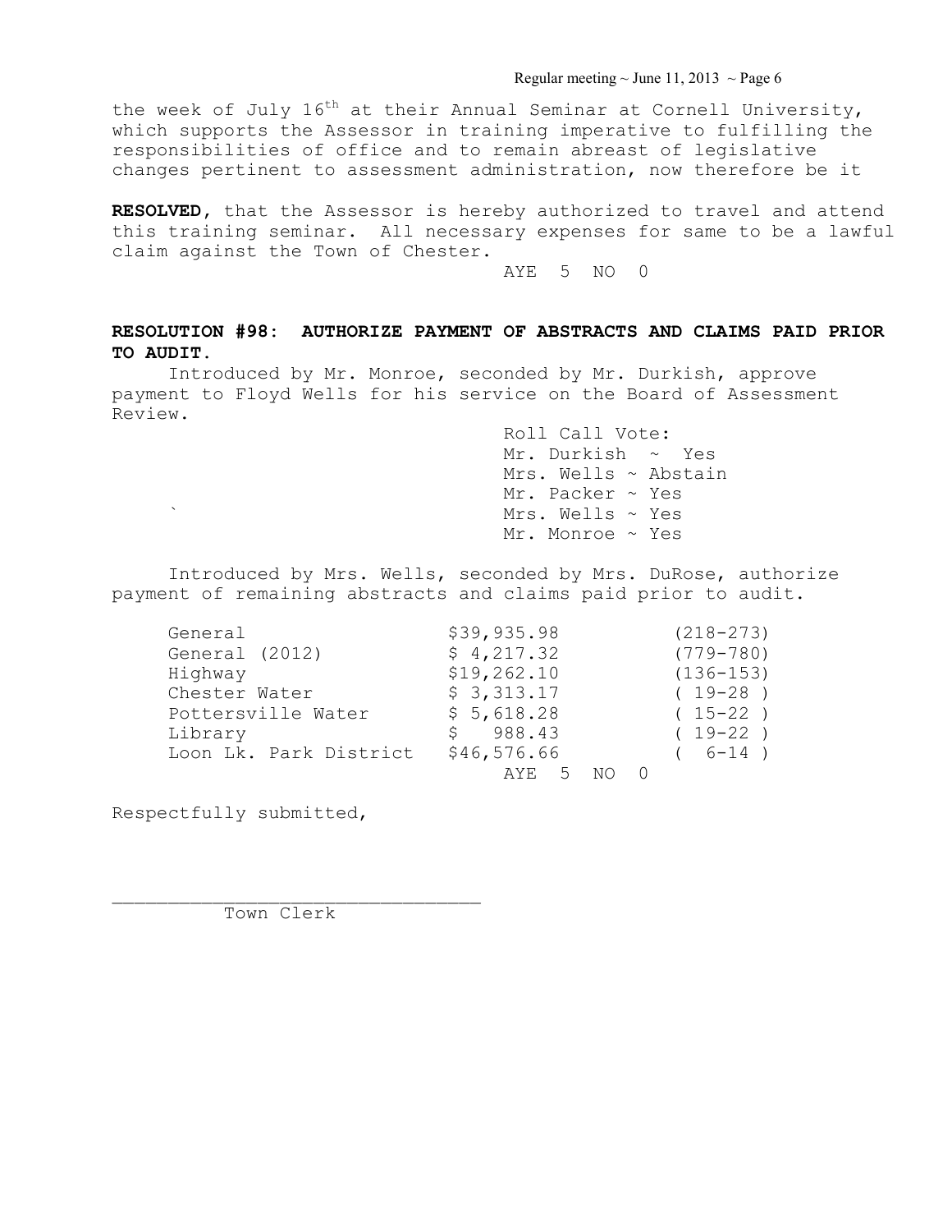the week of July 16th at their Annual Seminar at Cornell University, which supports the Assessor in training imperative to fulfilling the responsibilities of office and to remain abreast of legislative changes pertinent to assessment administration, now therefore be it

**RESOLVED**, that the Assessor is hereby authorized to travel and attend this training seminar. All necessary expenses for same to be a lawful claim against the Town of Chester.

AYE 5 NO 0

**RESOLUTION #98: AUTHORIZE PAYMENT OF ABSTRACTS AND CLAIMS PAID PRIOR TO AUDIT.**

Introduced by Mr. Monroe, seconded by Mr. Durkish, approve payment to Floyd Wells for his service on the Board of Assessment Review.

Roll Call Vote:
Mr. Durkish ~ Yes
Mrs. Wells ~ Abstain
Mr. Packer ~ Yes
Mrs. Wells ~ Yes
Mr. Monroe ~ Yes

Introduced by Mrs. Wells, seconded by Mrs. DuRose, authorize payment of remaining abstracts and claims paid prior to audit.

| | | |
|---|---|---|
| General | $39,935.98 | (218-273) |
| General (2012) | $ 4,217.32 | (779-780) |
| Highway | $19,262.10 | (136-153) |
| Chester Water | $ 3,313.17 | ( 19-28 ) |
| Pottersville Water | $ 5,618.28 | ( 15-22 ) |
| Library | $ 988.43 | ( 19-22 ) |
| Loon Lk. Park District | $46,576.66 | ( 6-14 ) |

AYE 5 NO 0

Respectfully submitted,

\_\_\_\_\_\_\_\_\_\_\_\_\_\_\_\_\_\_\_\_\_\_\_\_\_\_\_\_\_\_\_\_\_
Town Clerk